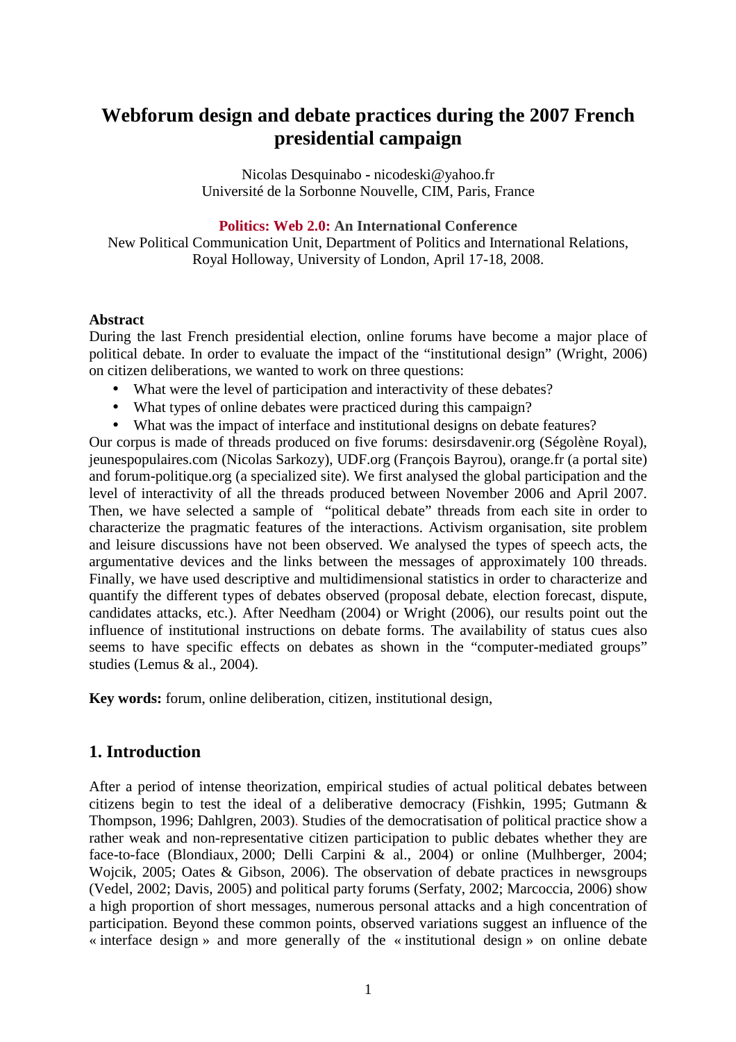# Webforum design and debate practices during the 2007 French presidential campaign

Nicolas Desquinabo - nicodeski@yahoo.fr
Université de la Sorbonne Nouvelle, CIM, Paris, France

**Politics: Web 2.0: An International Conference**
New Political Communication Unit, Department of Politics and International Relations, Royal Holloway, University of London, April 17-18, 2008.

**Abstract**

During the last French presidential election, online forums have become a major place of political debate. In order to evaluate the impact of the "institutional design" (Wright, 2006) on citizen deliberations, we wanted to work on three questions:

- What were the level of participation and interactivity of these debates?
- What types of online debates were practiced during this campaign?
- What was the impact of interface and institutional designs on debate features?

Our corpus is made of threads produced on five forums: desirsdavenir.org (Ségolène Royal), jeunespopulaires.com (Nicolas Sarkozy), UDF.org (François Bayrou), orange.fr (a portal site) and forum-politique.org (a specialized site). We first analysed the global participation and the level of interactivity of all the threads produced between November 2006 and April 2007. Then, we have selected a sample of "political debate" threads from each site in order to characterize the pragmatic features of the interactions. Activism organisation, site problem and leisure discussions have not been observed. We analysed the types of speech acts, the argumentative devices and the links between the messages of approximately 100 threads. Finally, we have used descriptive and multidimensional statistics in order to characterize and quantify the different types of debates observed (proposal debate, election forecast, dispute, candidates attacks, etc.). After Needham (2004) or Wright (2006), our results point out the influence of institutional instructions on debate forms. The availability of status cues also seems to have specific effects on debates as shown in the "computer-mediated groups" studies (Lemus & al., 2004).

**Key words:** forum, online deliberation, citizen, institutional design,

## 1. Introduction

After a period of intense theorization, empirical studies of actual political debates between citizens begin to test the ideal of a deliberative democracy (Fishkin, 1995; Gutmann & Thompson, 1996; Dahlgren, 2003). Studies of the democratisation of political practice show a rather weak and non-representative citizen participation to public debates whether they are face-to-face (Blondiaux, 2000; Delli Carpini & al., 2004) or online (Mulhberger, 2004; Wojcik, 2005; Oates & Gibson, 2006). The observation of debate practices in newsgroups (Vedel, 2002; Davis, 2005) and political party forums (Serfaty, 2002; Marcoccia, 2006) show a high proportion of short messages, numerous personal attacks and a high concentration of participation. Beyond these common points, observed variations suggest an influence of the « interface design » and more generally of the « institutional design » on online debate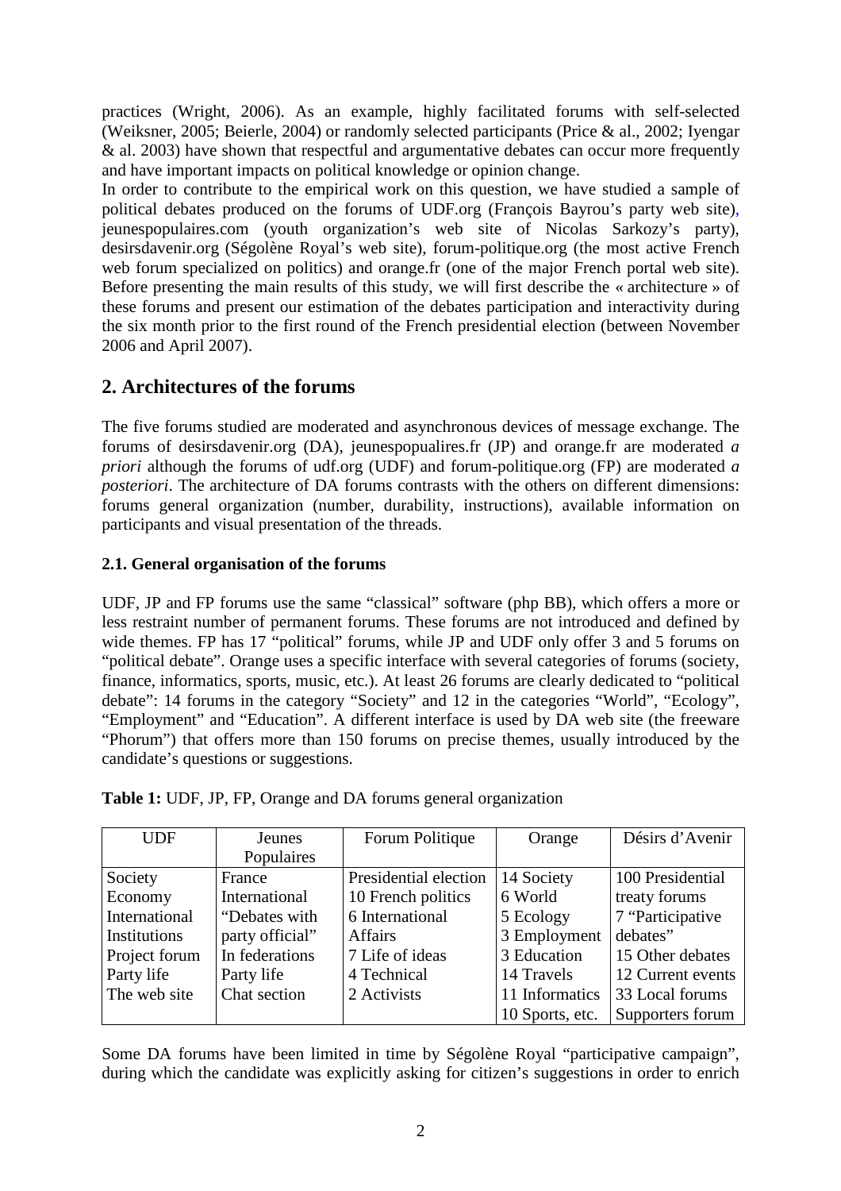practices (Wright, 2006). As an example, highly facilitated forums with self-selected (Weiksner, 2005; Beierle, 2004) or randomly selected participants (Price & al., 2002; Iyengar & al. 2003) have shown that respectful and argumentative debates can occur more frequently and have important impacts on political knowledge or opinion change.

In order to contribute to the empirical work on this question, we have studied a sample of political debates produced on the forums of UDF.org (François Bayrou's party web site), jeunespopulaires.com (youth organization's web site of Nicolas Sarkozy's party), desirsdavenir.org (Ségolène Royal's web site), forum-politique.org (the most active French web forum specialized on politics) and orange.fr (one of the major French portal web site). Before presenting the main results of this study, we will first describe the « architecture » of these forums and present our estimation of the debates participation and interactivity during the six month prior to the first round of the French presidential election (between November 2006 and April 2007).

## 2. Architectures of the forums

The five forums studied are moderated and asynchronous devices of message exchange. The forums of desirsdavenir.org (DA), jeunespopualires.fr (JP) and orange.fr are moderated *a priori* although the forums of udf.org (UDF) and forum-politique.org (FP) are moderated *a posteriori*. The architecture of DA forums contrasts with the others on different dimensions: forums general organization (number, durability, instructions), available information on participants and visual presentation of the threads.

### 2.1. General organisation of the forums

UDF, JP and FP forums use the same "classical" software (php BB), which offers a more or less restraint number of permanent forums. These forums are not introduced and defined by wide themes. FP has 17 "political" forums, while JP and UDF only offer 3 and 5 forums on "political debate". Orange uses a specific interface with several categories of forums (society, finance, informatics, sports, music, etc.). At least 26 forums are clearly dedicated to "political debate": 14 forums in the category "Society" and 12 in the categories "World", "Ecology", "Employment" and "Education". A different interface is used by DA web site (the freeware "Phorum") that offers more than 150 forums on precise themes, usually introduced by the candidate's questions or suggestions.

**Table 1:** UDF, JP, FP, Orange and DA forums general organization

| UDF | Jeunes Populaires | Forum Politique | Orange | Désirs d'Avenir |
|---|---|---|---|---|
| Society<br>Economy<br>International<br>Institutions<br>Project forum<br>Party life<br>The web site | France<br>International<br>"Debates with party official"<br>In federations<br>Party life<br>Chat section | Presidential election<br>10 French politics<br>6 International Affairs<br>7 Life of ideas<br>4 Technical<br>2 Activists | 14 Society<br>6 World<br>5 Ecology<br>3 Employment<br>3 Education<br>14 Travels<br>11 Informatics<br>10 Sports, etc. | 100 Presidential treaty forums<br>7 "Participative debates"<br>15 Other debates<br>12 Current events<br>33 Local forums<br>Supporters forum |

Some DA forums have been limited in time by Ségolène Royal "participative campaign", during which the candidate was explicitly asking for citizen's suggestions in order to enrich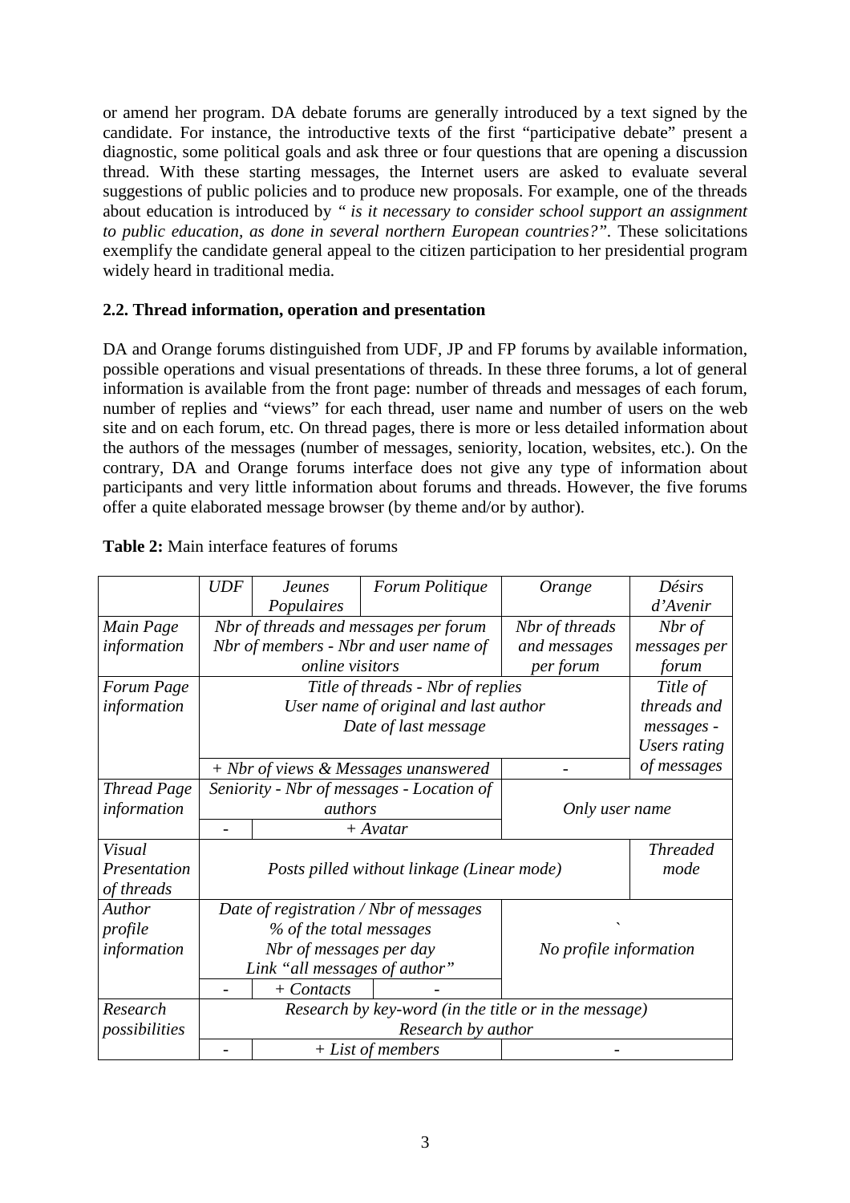or amend her program. DA debate forums are generally introduced by a text signed by the candidate. For instance, the introductive texts of the first "participative debate" present a diagnostic, some political goals and ask three or four questions that are opening a discussion thread. With these starting messages, the Internet users are asked to evaluate several suggestions of public policies and to produce new proposals. For example, one of the threads about education is introduced by *" is it necessary to consider school support an assignment to public education, as done in several northern European countries?"*. These solicitations exemplify the candidate general appeal to the citizen participation to her presidential program widely heard in traditional media.

## 2.2. Thread information, operation and presentation

DA and Orange forums distinguished from UDF, JP and FP forums by available information, possible operations and visual presentations of threads. In these three forums, a lot of general information is available from the front page: number of threads and messages of each forum, number of replies and "views" for each thread, user name and number of users on the web site and on each forum, etc. On thread pages, there is more or less detailed information about the authors of the messages (number of messages, seniority, location, websites, etc.). On the contrary, DA and Orange forums interface does not give any type of information about participants and very little information about forums and threads. However, the five forums offer a quite elaborated message browser (by theme and/or by author).

**Table 2:** Main interface features of forums

| | *UDF* | *Jeunes Populaires* | *Forum Politique* | *Orange* | *Désirs d'Avenir* |
|---|---|---|---|---|---|
| *Main Page information* | *Nbr of threads and messages per forum Nbr of members - Nbr and user name of online visitors* | | | *Nbr of threads and messages per forum* | *Nbr of messages per forum* |
| *Forum Page information* | *Title of threads - Nbr of replies User name of original and last author Date of last message* | | | | *Title of threads and messages - Users rating of messages* |
| | *+ Nbr of views & Messages unanswered* | | | - | |
| *Thread Page information* | *Seniority - Nbr of messages - Location of authors* | | | *Only user name* | |
| | - | *+ Avatar* | | | |
| *Visual Presentation of threads* | *Posts pilled without linkage (Linear mode)* | | | | *Threaded mode* |
| *Author profile information* | *Date of registration / Nbr of messages % of the total messages Nbr of messages per day Link "all messages of author"* | | | ` *No profile information* | |
| | - | *+ Contacts* | - | | |
| *Research possibilities* | *Research by key-word (in the title or in the message) Research by author* | | | | |
| | - | *+ List of members* | | - | |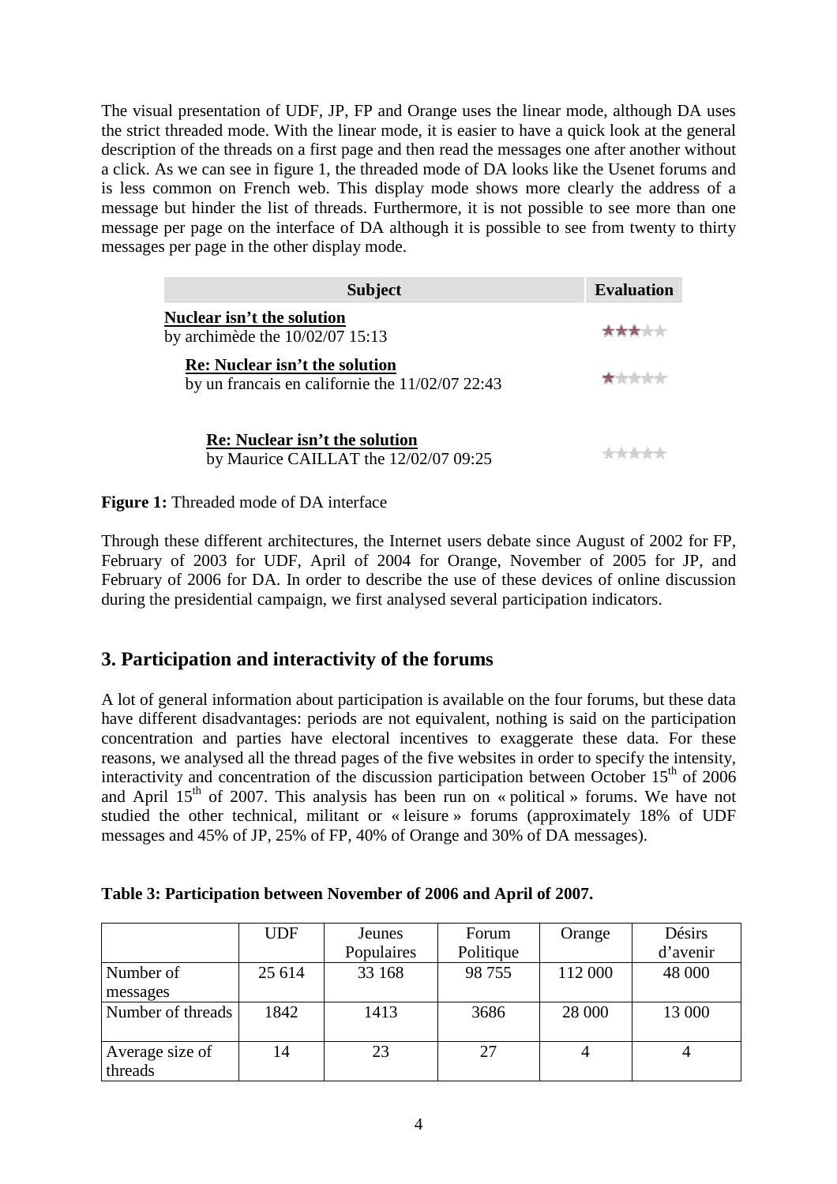The visual presentation of UDF, JP, FP and Orange uses the linear mode, although DA uses the strict threaded mode. With the linear mode, it is easier to have a quick look at the general description of the threads on a first page and then read the messages one after another without a click. As we can see in figure 1, the threaded mode of DA looks like the Usenet forums and is less common on French web. This display mode shows more clearly the address of a message but hinder the list of threads. Furthermore, it is not possible to see more than one message per page on the interface of DA although it is possible to see from twenty to thirty messages per page in the other display mode.

| Subject | Evaluation |
|---|---|
| **Nuclear isn't the solution**<br>by archimède the 10/02/07 15:13 | ★★★☆☆ |
| **Re: Nuclear isn't the solution**<br>by un francais en californie the 11/02/07 22:43 | ★☆☆☆☆ |
| **Re: Nuclear isn't the solution**<br>by Maurice CAILLAT the 12/02/07 09:25 | ☆☆☆☆☆ |

**Figure 1:** Threaded mode of DA interface

Through these different architectures, the Internet users debate since August of 2002 for FP, February of 2003 for UDF, April of 2004 for Orange, November of 2005 for JP, and February of 2006 for DA. In order to describe the use of these devices of online discussion during the presidential campaign, we first analysed several participation indicators.

## 3. Participation and interactivity of the forums

A lot of general information about participation is available on the four forums, but these data have different disadvantages: periods are not equivalent, nothing is said on the participation concentration and parties have electoral incentives to exaggerate these data. For these reasons, we analysed all the thread pages of the five websites in order to specify the intensity, interactivity and concentration of the discussion participation between October 15th of 2006 and April 15th of 2007. This analysis has been run on « political » forums. We have not studied the other technical, militant or « leisure » forums (approximately 18% of UDF messages and 45% of JP, 25% of FP, 40% of Orange and 30% of DA messages).

**Table 3: Participation between November of 2006 and April of 2007.**

| | UDF | Jeunes Populaires | Forum Politique | Orange | Désirs d'avenir |
|---|---|---|---|---|---|
| Number of messages | 25 614 | 33 168 | 98 755 | 112 000 | 48 000 |
| Number of threads | 1842 | 1413 | 3686 | 28 000 | 13 000 |
| Average size of threads | 14 | 23 | 27 | 4 | 4 |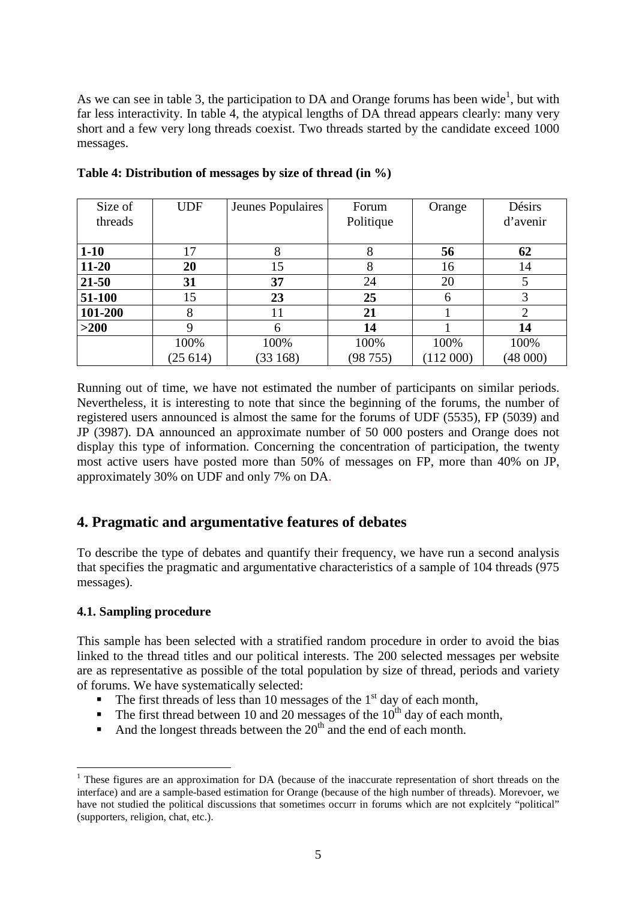As we can see in table 3, the participation to DA and Orange forums has been wide[1], but with far less interactivity. In table 4, the atypical lengths of DA thread appears clearly: many very short and a few very long threads coexist. Two threads started by the candidate exceed 1000 messages.

**Table 4: Distribution of messages by size of thread (in %)**

| Size of threads | UDF | Jeunes Populaires | Forum Politique | Orange | Désirs d'avenir |
|---|---|---|---|---|---|
| **1-10** | 17 | 8 | 8 | **56** | **62** |
| **11-20** | **20** | 15 | 8 | 16 | 14 |
| **21-50** | **31** | **37** | 24 | 20 | 5 |
| **51-100** | 15 | **23** | **25** | 6 | 3 |
| **101-200** | 8 | 11 | **21** | 1 | 2 |
| **>200** | 9 | 6 | **14** | 1 | **14** |
| | 100% (25 614) | 100% (33 168) | 100% (98 755) | 100% (112 000) | 100% (48 000) |

Running out of time, we have not estimated the number of participants on similar periods. Nevertheless, it is interesting to note that since the beginning of the forums, the number of registered users announced is almost the same for the forums of UDF (5535), FP (5039) and JP (3987). DA announced an approximate number of 50 000 posters and Orange does not display this type of information. Concerning the concentration of participation, the twenty most active users have posted more than 50% of messages on FP, more than 40% on JP, approximately 30% on UDF and only 7% on DA.

## 4. Pragmatic and argumentative features of debates

To describe the type of debates and quantify their frequency, we have run a second analysis that specifies the pragmatic and argumentative characteristics of a sample of 104 threads (975 messages).

### 4.1. Sampling procedure

This sample has been selected with a stratified random procedure in order to avoid the bias linked to the thread titles and our political interests. The 200 selected messages per website are as representative as possible of the total population by size of thread, periods and variety of forums. We have systematically selected:

- The first threads of less than 10 messages of the 1st day of each month,
- The first thread between 10 and 20 messages of the 10th day of each month,
- And the longest threads between the 20th and the end of each month.

[1] These figures are an approximation for DA (because of the inaccurate representation of short threads on the interface) and are a sample-based estimation for Orange (because of the high number of threads). Morevoer, we have not studied the political discussions that sometimes occurr in forums which are not explcitely "political" (supporters, religion, chat, etc.).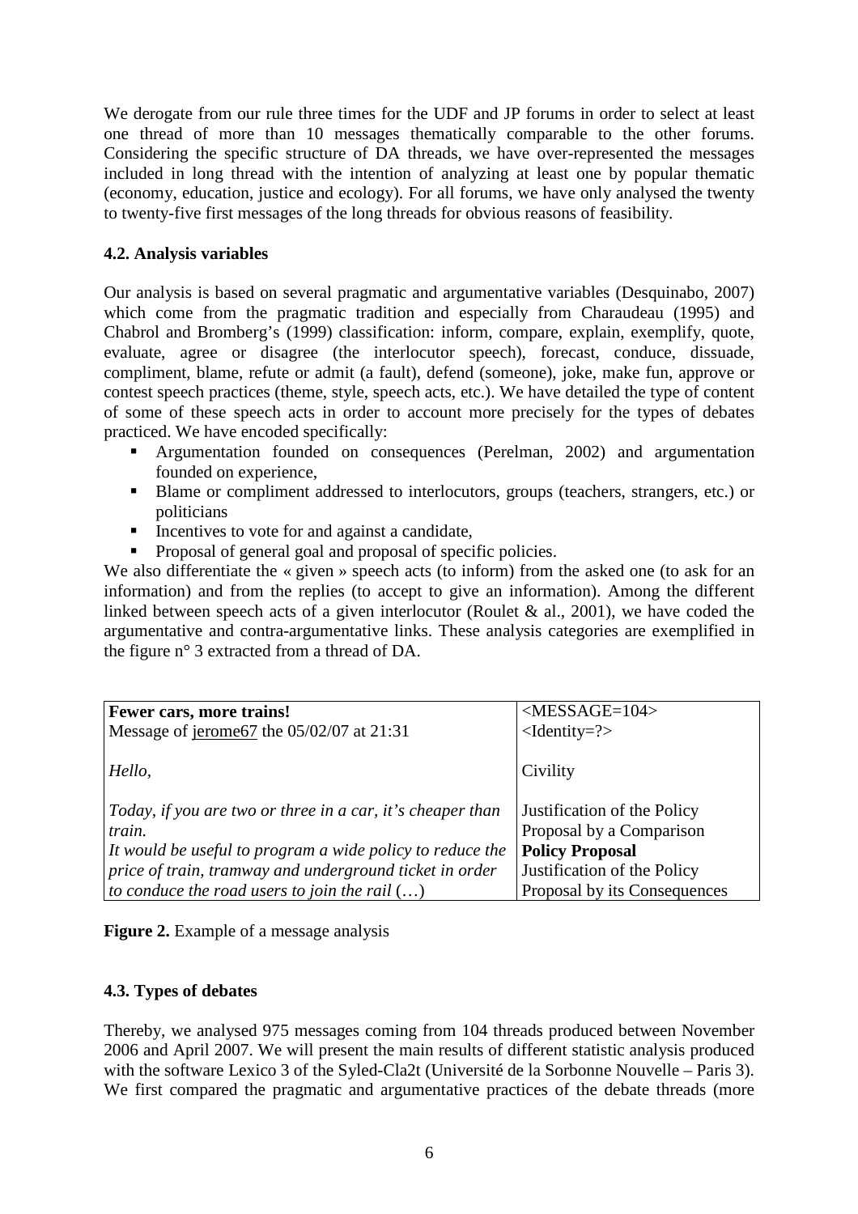We derogate from our rule three times for the UDF and JP forums in order to select at least one thread of more than 10 messages thematically comparable to the other forums. Considering the specific structure of DA threads, we have over-represented the messages included in long thread with the intention of analyzing at least one by popular thematic (economy, education, justice and ecology). For all forums, we have only analysed the twenty to twenty-five first messages of the long threads for obvious reasons of feasibility.

### 4.2. Analysis variables

Our analysis is based on several pragmatic and argumentative variables (Desquinabo, 2007) which come from the pragmatic tradition and especially from Charaudeau (1995) and Chabrol and Bromberg's (1999) classification: inform, compare, explain, exemplify, quote, evaluate, agree or disagree (the interlocutor speech), forecast, conduce, dissuade, compliment, blame, refute or admit (a fault), defend (someone), joke, make fun, approve or contest speech practices (theme, style, speech acts, etc.). We have detailed the type of content of some of these speech acts in order to account more precisely for the types of debates practiced. We have encoded specifically:

- Argumentation founded on consequences (Perelman, 2002) and argumentation founded on experience,
- Blame or compliment addressed to interlocutors, groups (teachers, strangers, etc.) or politicians
- Incentives to vote for and against a candidate,
- Proposal of general goal and proposal of specific policies.

We also differentiate the « given » speech acts (to inform) from the asked one (to ask for an information) and from the replies (to accept to give an information). Among the different linked between speech acts of a given interlocutor (Roulet & al., 2001), we have coded the argumentative and contra-argumentative links. These analysis categories are exemplified in the figure n° 3 extracted from a thread of DA.

| **Fewer cars, more trains!**<br>Message of jerome67 the 05/02/07 at 21:31 | <MESSAGE=104><br><Identity=?> |
|---|---|
| *Hello,* | Civility |
| *Today, if you are two or three in a car, it's cheaper than train.* | Justification of the Policy Proposal by a Comparison |
| *It would be useful to program a wide policy to reduce the price of train, tramway and underground ticket in order to conduce the road users to join the rail (…)* | **Policy Proposal**<br>Justification of the Policy Proposal by its Consequences |

**Figure 2.** Example of a message analysis

### 4.3. Types of debates

Thereby, we analysed 975 messages coming from 104 threads produced between November 2006 and April 2007. We will present the main results of different statistic analysis produced with the software Lexico 3 of the Syled-Cla2t (Université de la Sorbonne Nouvelle – Paris 3). We first compared the pragmatic and argumentative practices of the debate threads (more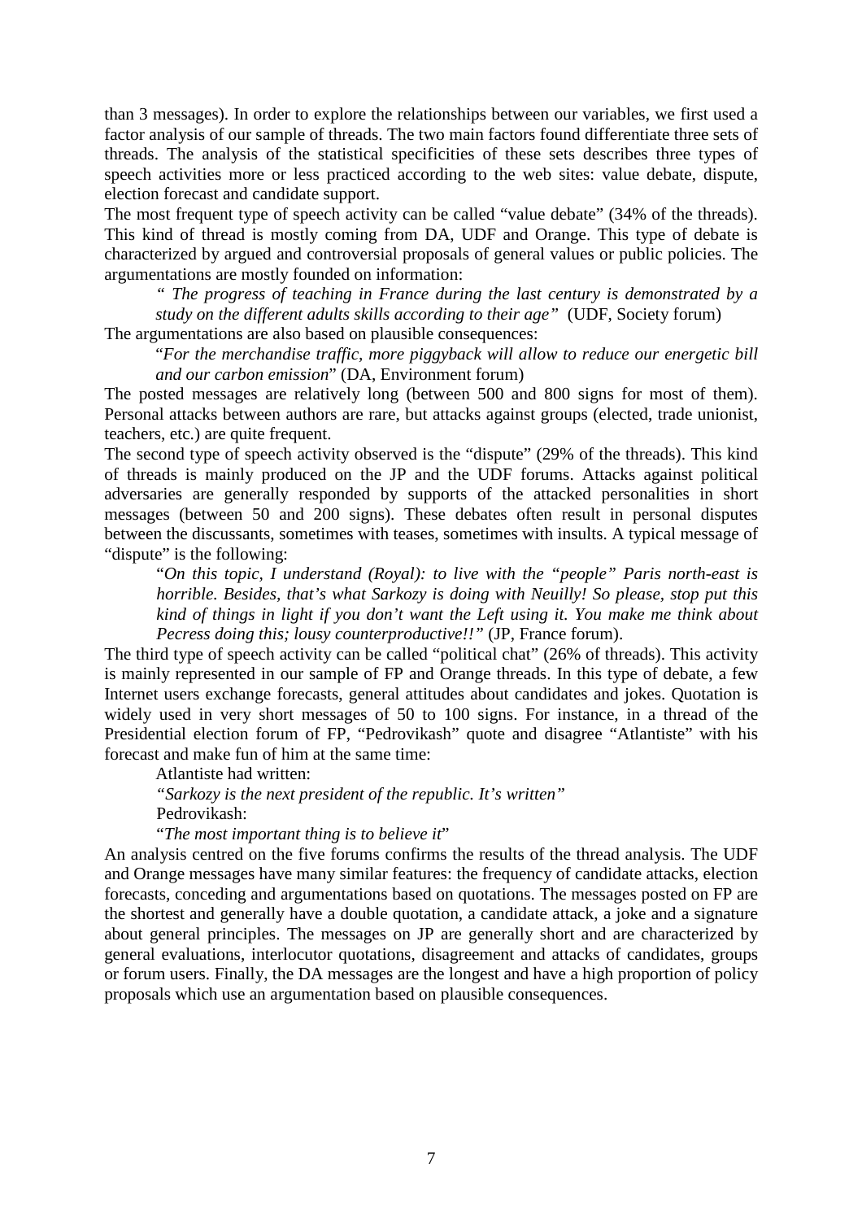than 3 messages). In order to explore the relationships between our variables, we first used a factor analysis of our sample of threads. The two main factors found differentiate three sets of threads. The analysis of the statistical specificities of these sets describes three types of speech activities more or less practiced according to the web sites: value debate, dispute, election forecast and candidate support.

The most frequent type of speech activity can be called "value debate" (34% of the threads). This kind of thread is mostly coming from DA, UDF and Orange. This type of debate is characterized by argued and controversial proposals of general values or public policies. The argumentations are mostly founded on information:

> *" The progress of teaching in France during the last century is demonstrated by a study on the different adults skills according to their age"* (UDF, Society forum)

The argumentations are also based on plausible consequences:

> "*For the merchandise traffic, more piggyback will allow to reduce our energetic bill and our carbon emission*" (DA, Environment forum)

The posted messages are relatively long (between 500 and 800 signs for most of them). Personal attacks between authors are rare, but attacks against groups (elected, trade unionist, teachers, etc.) are quite frequent.

The second type of speech activity observed is the "dispute" (29% of the threads). This kind of threads is mainly produced on the JP and the UDF forums. Attacks against political adversaries are generally responded by supports of the attacked personalities in short messages (between 50 and 200 signs). These debates often result in personal disputes between the discussants, sometimes with teases, sometimes with insults. A typical message of "dispute" is the following:

> "*On this topic, I understand (Royal): to live with the "people" Paris north-east is horrible. Besides, that's what Sarkozy is doing with Neuilly! So please, stop put this kind of things in light if you don't want the Left using it. You make me think about Pecress doing this; lousy counterproductive!!"* (JP, France forum).

The third type of speech activity can be called "political chat" (26% of threads). This activity is mainly represented in our sample of FP and Orange threads. In this type of debate, a few Internet users exchange forecasts, general attitudes about candidates and jokes. Quotation is widely used in very short messages of 50 to 100 signs. For instance, in a thread of the Presidential election forum of FP, "Pedrovikash" quote and disagree "Atlantiste" with his forecast and make fun of him at the same time:

> Atlantiste had written:
>
> *"Sarkozy is the next president of the republic. It's written"*
>
> Pedrovikash:
>
> "*The most important thing is to believe it*"

An analysis centred on the five forums confirms the results of the thread analysis. The UDF and Orange messages have many similar features: the frequency of candidate attacks, election forecasts, conceding and argumentations based on quotations. The messages posted on FP are the shortest and generally have a double quotation, a candidate attack, a joke and a signature about general principles. The messages on JP are generally short and are characterized by general evaluations, interlocutor quotations, disagreement and attacks of candidates, groups or forum users. Finally, the DA messages are the longest and have a high proportion of policy proposals which use an argumentation based on plausible consequences.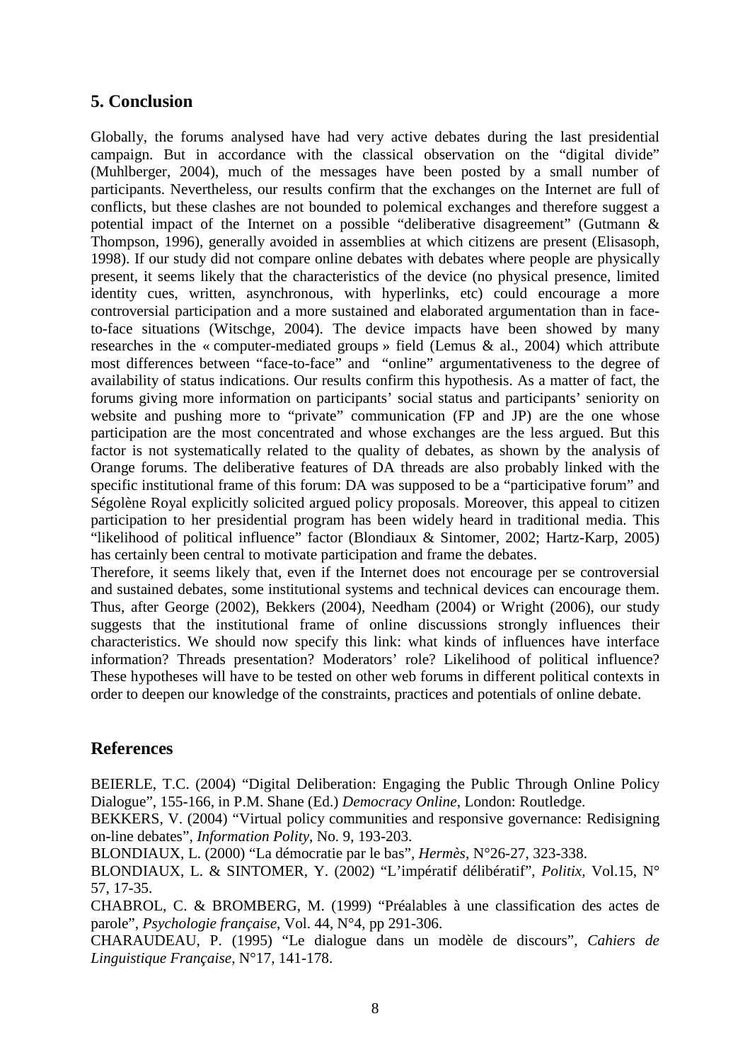## 5. Conclusion

Globally, the forums analysed have had very active debates during the last presidential campaign. But in accordance with the classical observation on the "digital divide" (Muhlberger, 2004), much of the messages have been posted by a small number of participants. Nevertheless, our results confirm that the exchanges on the Internet are full of conflicts, but these clashes are not bounded to polemical exchanges and therefore suggest a potential impact of the Internet on a possible "deliberative disagreement" (Gutmann & Thompson, 1996), generally avoided in assemblies at which citizens are present (Elisasoph, 1998). If our study did not compare online debates with debates where people are physically present, it seems likely that the characteristics of the device (no physical presence, limited identity cues, written, asynchronous, with hyperlinks, etc) could encourage a more controversial participation and a more sustained and elaborated argumentation than in face-to-face situations (Witschge, 2004). The device impacts have been showed by many researches in the « computer-mediated groups » field (Lemus & al., 2004) which attribute most differences between "face-to-face" and "online" argumentativeness to the degree of availability of status indications. Our results confirm this hypothesis. As a matter of fact, the forums giving more information on participants' social status and participants' seniority on website and pushing more to "private" communication (FP and JP) are the one whose participation are the most concentrated and whose exchanges are the less argued. But this factor is not systematically related to the quality of debates, as shown by the analysis of Orange forums. The deliberative features of DA threads are also probably linked with the specific institutional frame of this forum: DA was supposed to be a "participative forum" and Ségolène Royal explicitly solicited argued policy proposals. Moreover, this appeal to citizen participation to her presidential program has been widely heard in traditional media. This "likelihood of political influence" factor (Blondiaux & Sintomer, 2002; Hartz-Karp, 2005) has certainly been central to motivate participation and frame the debates.

Therefore, it seems likely that, even if the Internet does not encourage per se controversial and sustained debates, some institutional systems and technical devices can encourage them. Thus, after George (2002), Bekkers (2004), Needham (2004) or Wright (2006), our study suggests that the institutional frame of online discussions strongly influences their characteristics. We should now specify this link: what kinds of influences have interface information? Threads presentation? Moderators' role? Likelihood of political influence? These hypotheses will have to be tested on other web forums in different political contexts in order to deepen our knowledge of the constraints, practices and potentials of online debate.

## References

BEIERLE, T.C. (2004) "Digital Deliberation: Engaging the Public Through Online Policy Dialogue", 155-166, in P.M. Shane (Ed.) *Democracy Online*, London: Routledge.

BEKKERS, V. (2004) "Virtual policy communities and responsive governance: Redisigning on-line debates", *Information Polity*, No. 9, 193-203.

BLONDIAUX, L. (2000) "La démocratie par le bas", *Hermès*, N°26-27, 323-338.

BLONDIAUX, L. & SINTOMER, Y. (2002) "L'impératif délibératif", *Politix*, Vol.15, N° 57, 17-35.

CHABROL, C. & BROMBERG, M. (1999) "Préalables à une classification des actes de parole", *Psychologie française*, Vol. 44, N°4, pp 291-306.

CHARAUDEAU, P. (1995) "Le dialogue dans un modèle de discours", *Cahiers de Linguistique Française*, N°17, 141-178.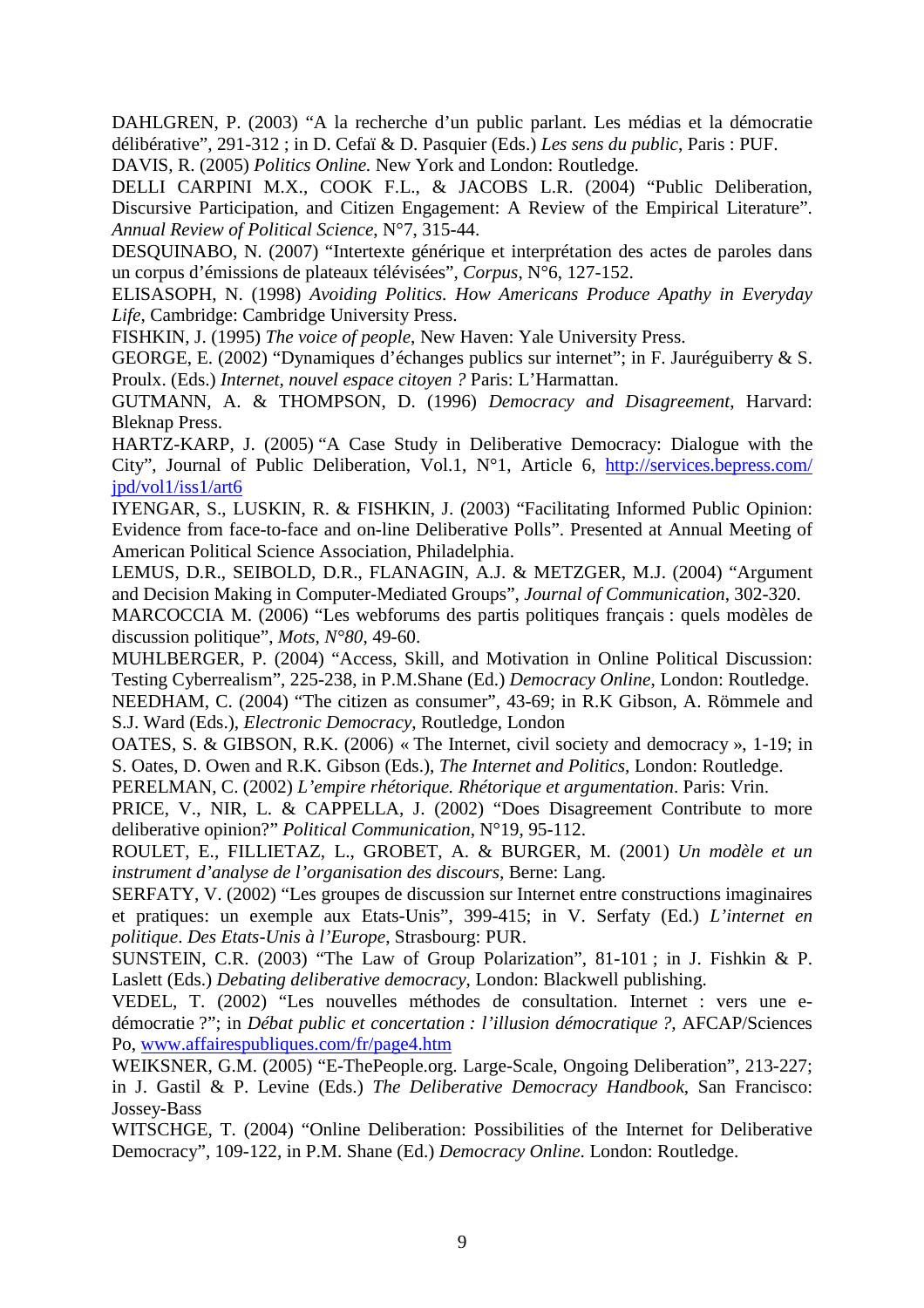DAHLGREN, P. (2003) "A la recherche d'un public parlant. Les médias et la démocratie délibérative", 291-312 ; in D. Cefaï & D. Pasquier (Eds.) *Les sens du public*, Paris : PUF.

DAVIS, R. (2005) *Politics Online.* New York and London: Routledge.

DELLI CARPINI M.X., COOK F.L., & JACOBS L.R. (2004) "Public Deliberation, Discursive Participation, and Citizen Engagement: A Review of the Empirical Literature". *Annual Review of Political Science*, N°7, 315-44.

DESQUINABO, N. (2007) "Intertexte générique et interprétation des actes de paroles dans un corpus d'émissions de plateaux télévisées", *Corpus*, N°6, 127-152.

ELISASOPH, N. (1998) *Avoiding Politics. How Americans Produce Apathy in Everyday Life*, Cambridge: Cambridge University Press.

FISHKIN, J. (1995) *The voice of people*, New Haven: Yale University Press.

GEORGE, E. (2002) "Dynamiques d'échanges publics sur internet"; in F. Jauréguiberry & S. Proulx. (Eds.) *Internet, nouvel espace citoyen ?* Paris: L'Harmattan.

GUTMANN, A. & THOMPSON, D. (1996) *Democracy and Disagreement*, Harvard: Bleknap Press.

HARTZ-KARP, J. (2005) "A Case Study in Deliberative Democracy: Dialogue with the City", Journal of Public Deliberation, Vol.1, N°1, Article 6, http://services.bepress.com/jpd/vol1/iss1/art6

IYENGAR, S., LUSKIN, R. & FISHKIN, J. (2003) "Facilitating Informed Public Opinion: Evidence from face-to-face and on-line Deliberative Polls". Presented at Annual Meeting of American Political Science Association, Philadelphia.

LEMUS, D.R., SEIBOLD, D.R., FLANAGIN, A.J. & METZGER, M.J. (2004) "Argument and Decision Making in Computer-Mediated Groups", *Journal of Communication*, 302-320.

MARCOCCIA M. (2006) "Les webforums des partis politiques français : quels modèles de discussion politique", *Mots, N°80*, 49-60.

MUHLBERGER, P. (2004) "Access, Skill, and Motivation in Online Political Discussion: Testing Cyberrealism", 225-238, in P.M.Shane (Ed.) *Democracy Online*, London: Routledge.

NEEDHAM, C. (2004) "The citizen as consumer", 43-69; in R.K Gibson, A. Römmele and S.J. Ward (Eds.), *Electronic Democracy*, Routledge, London

OATES, S. & GIBSON, R.K. (2006) « The Internet, civil society and democracy », 1-19; in S. Oates, D. Owen and R.K. Gibson (Eds.), *The Internet and Politics*, London: Routledge.

PERELMAN, C. (2002) *L'empire rhétorique. Rhétorique et argumentation*. Paris: Vrin.

PRICE, V., NIR, L. & CAPPELLA, J. (2002) "Does Disagreement Contribute to more deliberative opinion?" *Political Communication*, N°19, 95-112.

ROULET, E., FILLIETAZ, L., GROBET, A. & BURGER, M. (2001) *Un modèle et un instrument d'analyse de l'organisation des discours*, Berne: Lang.

SERFATY, V. (2002) "Les groupes de discussion sur Internet entre constructions imaginaires et pratiques: un exemple aux Etats-Unis", 399-415; in V. Serfaty (Ed.) *L'internet en politique*. *Des Etats-Unis à l'Europe*, Strasbourg: PUR.

SUNSTEIN, C.R. (2003) "The Law of Group Polarization", 81-101 ; in J. Fishkin & P. Laslett (Eds.) *Debating deliberative democracy*, London: Blackwell publishing.

VEDEL, T. (2002) "Les nouvelles méthodes de consultation. Internet : vers une e-démocratie ?"; in *Débat public et concertation : l'illusion démocratique ?*, AFCAP/Sciences Po, www.affairespubliques.com/fr/page4.htm

WEIKSNER, G.M. (2005) "E-ThePeople.org. Large-Scale, Ongoing Deliberation", 213-227; in J. Gastil & P. Levine (Eds.) *The Deliberative Democracy Handbook*, San Francisco: Jossey-Bass

WITSCHGE, T. (2004) "Online Deliberation: Possibilities of the Internet for Deliberative Democracy", 109-122, in P.M. Shane (Ed.) *Democracy Online*. London: Routledge.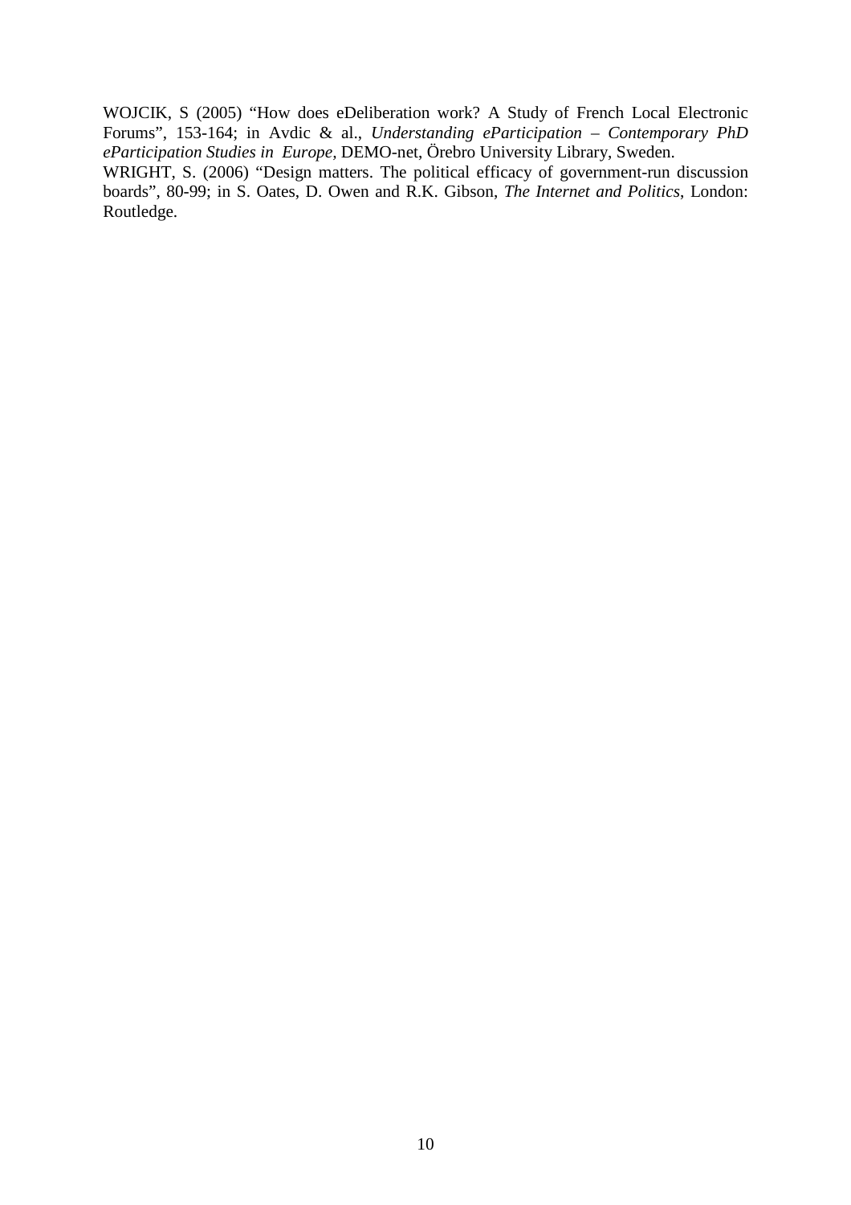WOJCIK, S (2005) "How does eDeliberation work? A Study of French Local Electronic Forums", 153-164; in Avdic & al., *Understanding eParticipation – Contemporary PhD eParticipation Studies in Europe*, DEMO-net, Örebro University Library, Sweden.

WRIGHT, S. (2006) "Design matters. The political efficacy of government-run discussion boards", 80-99; in S. Oates, D. Owen and R.K. Gibson, *The Internet and Politics*, London: Routledge.